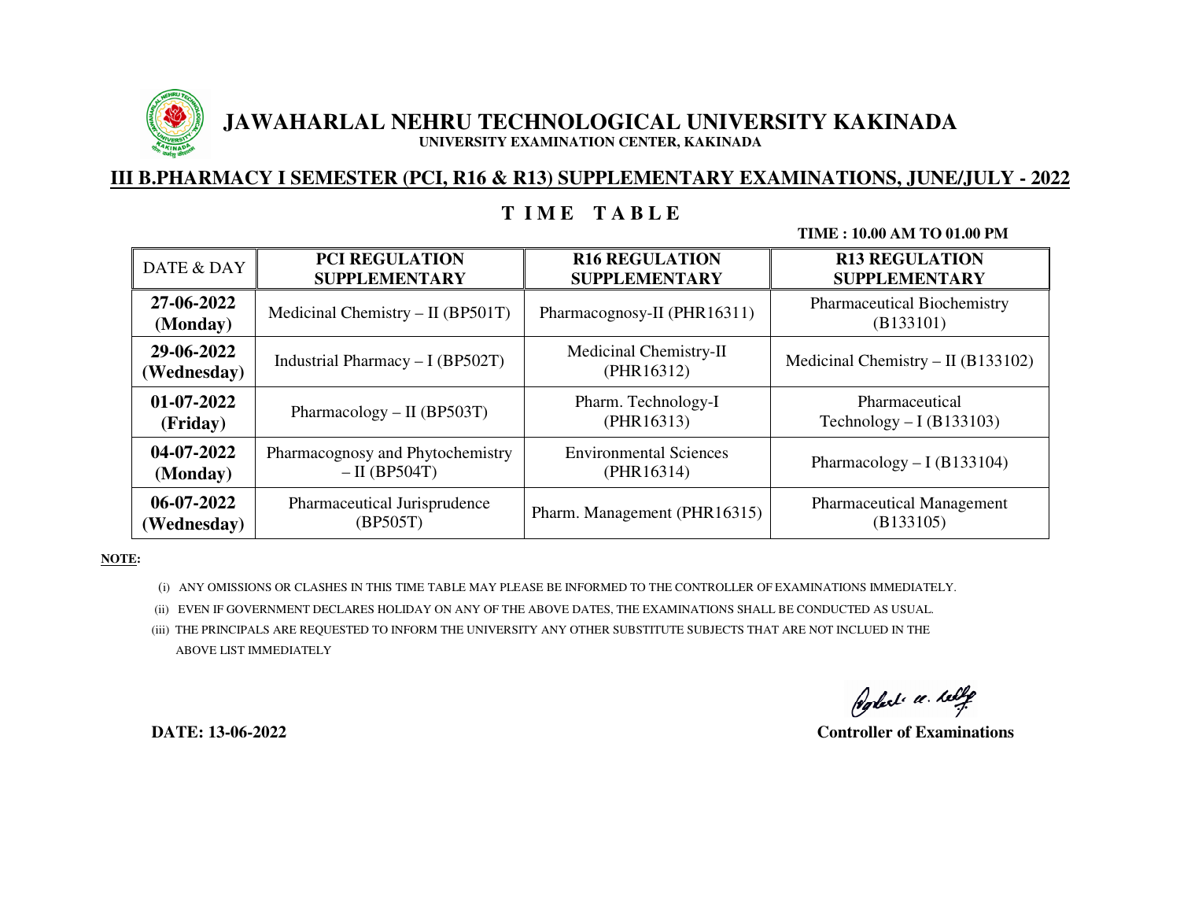# JAWAHARLAL NEHRU TECHNOLOGICAL UNIVERSITY KAKINADA

**UNIVERSITY EXAMINATION CENTER, KAKINADA**

## III B.PHARMACY I SEMESTER (PCI, R16 & R13) SUPPLEMENTARY EXAMINATIONS, JUNE/JULY - 2022

### TIME TABLE

**TIME : 10.00 AM TO 01.00 PM**

| DATE & DAY | PCI REGULATION SUPPLEMENTARY | R16 REGULATION SUPPLEMENTARY | R13 REGULATION SUPPLEMENTARY |
|---|---|---|---|
| **27-06-2022 (Monday)** | Medicinal Chemistry – II (BP501T) | Pharmacognosy-II (PHR16311) | Pharmaceutical Biochemistry (B133101) |
| **29-06-2022 (Wednesday)** | Industrial Pharmacy – I (BP502T) | Medicinal Chemistry-II (PHR16312) | Medicinal Chemistry – II (B133102) |
| **01-07-2022 (Friday)** | Pharmacology – II (BP503T) | Pharm. Technology-I (PHR16313) | Pharmaceutical Technology – I (B133103) |
| **04-07-2022 (Monday)** | Pharmacognosy and Phytochemistry – II (BP504T) | Environmental Sciences (PHR16314) | Pharmacology – I (B133104) |
| **06-07-2022 (Wednesday)** | Pharmaceutical Jurisprudence (BP505T) | Pharm. Management (PHR16315) | Pharmaceutical Management (B133105) |

**NOTE:**

(i) ANY OMISSIONS OR CLASHES IN THIS TIME TABLE MAY PLEASE BE INFORMED TO THE CONTROLLER OF EXAMINATIONS IMMEDIATELY.

(ii) EVEN IF GOVERNMENT DECLARES HOLIDAY ON ANY OF THE ABOVE DATES, THE EXAMINATIONS SHALL BE CONDUCTED AS USUAL.

(iii) THE PRINCIPALS ARE REQUESTED TO INFORM THE UNIVERSITY ANY OTHER SUBSTITUTE SUBJECTS THAT ARE NOT INCLUED IN THE ABOVE LIST IMMEDIATELY

**DATE: 13-06-2022**

**Controller of Examinations**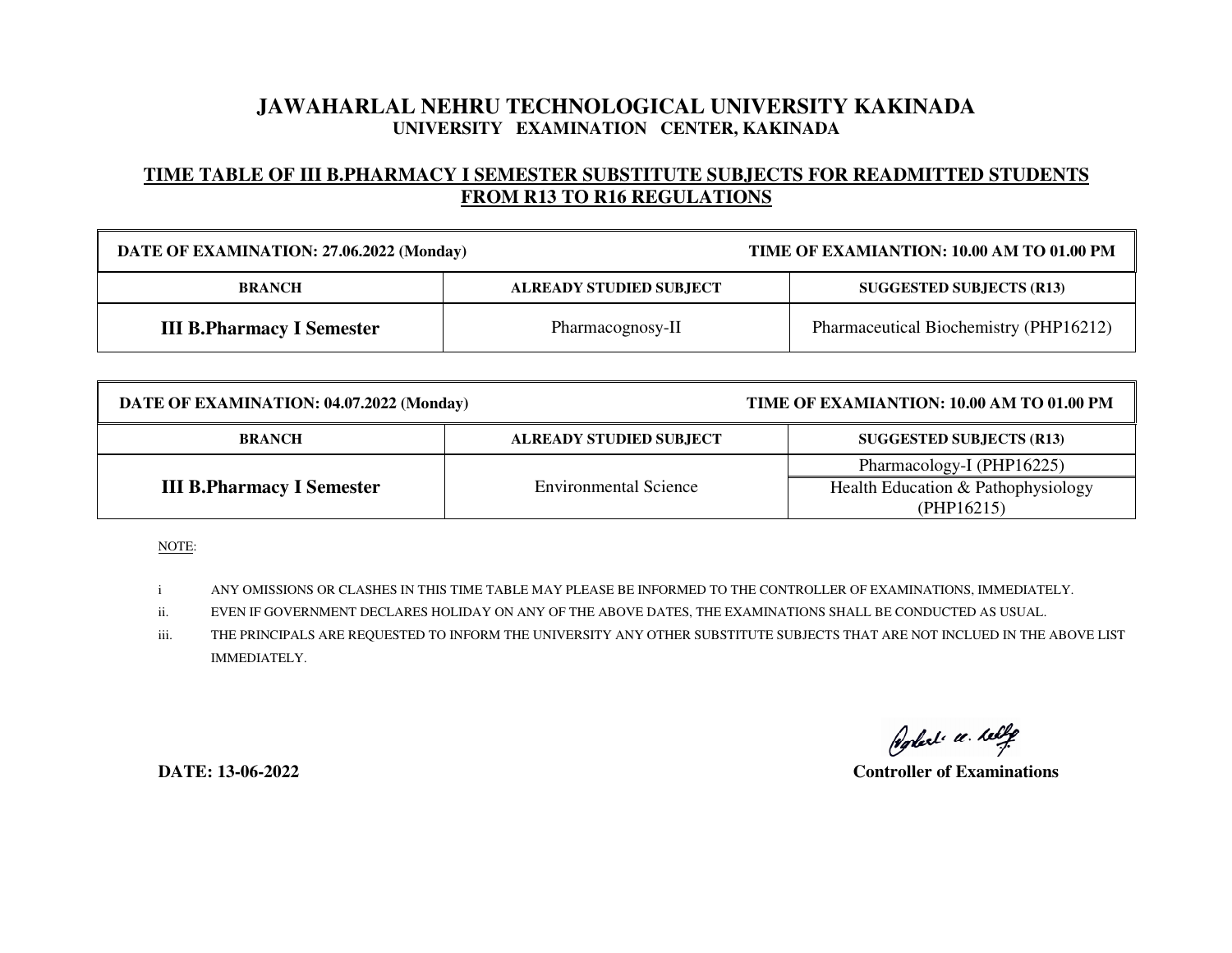# JAWAHARLAL NEHRU TECHNOLOGICAL UNIVERSITY KAKINADA

## UNIVERSITY EXAMINATION CENTER, KAKINADA

## TIME TABLE OF III B.PHARMACY I SEMESTER SUBSTITUTE SUBJECTS FOR READMITTED STUDENTS FROM R13 TO R16 REGULATIONS

**DATE OF EXAMINATION: 27.06.2022 (Monday)** — **TIME OF EXAMIANTION: 10.00 AM TO 01.00 PM**

| BRANCH | ALREADY STUDIED SUBJECT | SUGGESTED SUBJECTS (R13) |
|---|---|---|
| **III B.Pharmacy I Semester** | Pharmacognosy-II | Pharmaceutical Biochemistry (PHP16212) |

**DATE OF EXAMINATION: 04.07.2022 (Monday)** — **TIME OF EXAMIANTION: 10.00 AM TO 01.00 PM**

| BRANCH | ALREADY STUDIED SUBJECT | SUGGESTED SUBJECTS (R13) |
|---|---|---|
| **III B.Pharmacy I Semester** | Environmental Science | Pharmacology-I (PHP16225) |
| | | Health Education & Pathophysiology (PHP16215) |

NOTE:

i. ANY OMISSIONS OR CLASHES IN THIS TIME TABLE MAY PLEASE BE INFORMED TO THE CONTROLLER OF EXAMINATIONS, IMMEDIATELY.

ii. EVEN IF GOVERNMENT DECLARES HOLIDAY ON ANY OF THE ABOVE DATES, THE EXAMINATIONS SHALL BE CONDUCTED AS USUAL.

iii. THE PRINCIPALS ARE REQUESTED TO INFORM THE UNIVERSITY ANY OTHER SUBSTITUTE SUBJECTS THAT ARE NOT INCLUED IN THE ABOVE LIST IMMEDIATELY.

**DATE: 13-06-2022**

**Controller of Examinations**